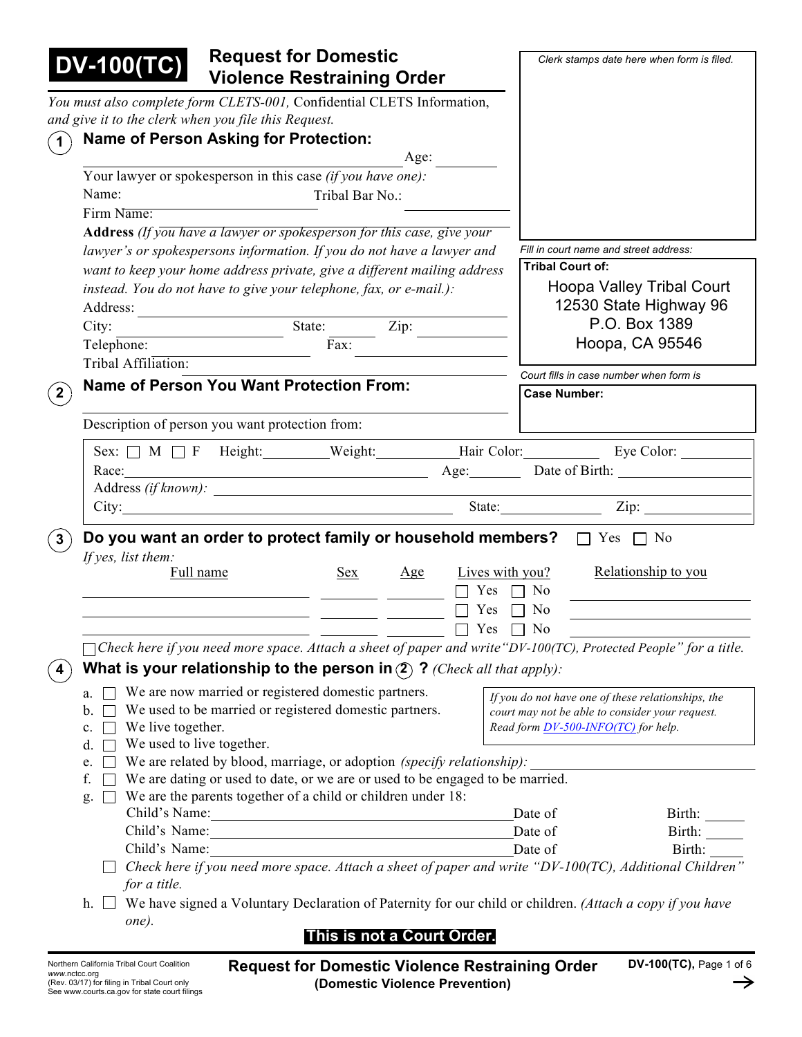# DV-100(TC) Request for Domestic Violence Restraining Order

*You must also complete form CLETS-001,* Confidential CLETS Information, *and give it to the clerk when you file this Request.*

*Clerk stamps date here when form is filed.*

*Fill in court name and street address:*

**Tribal Court of:**
Hoopa Valley Tribal Court
12530 State Highway 96
P.O. Box 1389
Hoopa, CA 95546

*Court fills in case number when form is filed.*

**Case Number:**

## 1 Name of Person Asking for Protection:

_________________________ Age: ________

Your lawyer or spokesperson in this case *(if you have one):*

Name: ____________ Tribal Bar No.: ____________

Firm Name: ____________

**Address** *(If you have a lawyer or spokesperson for this case, give your lawyer's or spokespersons information. If you do not have a lawyer and want to keep your home address private, give a different mailing address instead. You do not have to give your telephone, fax, or e-mail.):*

Address: ____________

City: ____________ State: ________ Zip: ________

Telephone: ____________ Fax: ____________

Tribal Affiliation: ____________

## 2 Name of Person You Want Protection From:

_________________________

Description of person you want protection from:

Sex: ☐ M ☐ F Height: ________ Weight: ________ Hair Color: ________ Eye Color: ________

Race: ____________ Age: ________ Date of Birth: ____________

Address *(if known):* ____________

City: ____________ State: ________ Zip: ________

## 3 Do you want an order to protect family or household members? ☐ Yes ☐ No

*If yes, list them:*

| Full name | Sex | Age | Lives with you? | Relationship to you |
|---|---|---|---|---|
| | | | ☐ Yes ☐ No | |
| | | | ☐ Yes ☐ No | |
| | | | ☐ Yes ☐ No | |

☐ *Check here if you need more space. Attach a sheet of paper and write "DV-100(TC), Protected People" for a title.*

## 4 What is your relationship to the person in ②? *(Check all that apply):*

*If you do not have one of these relationships, the court may not be able to consider your request. Read form DV-500-INFO(TC) for help.*

a. ☐ We are now married or registered domestic partners.
b. ☐ We used to be married or registered domestic partners.
c. ☐ We live together.
d. ☐ We used to live together.
e. ☐ We are related by blood, marriage, or adoption *(specify relationship):* ____________
f. ☐ We are dating or used to date, or we are or used to be engaged to be married.
g. ☐ We are the parents together of a child or children under 18:

Child's Name: ____________ Date of Birth: ______

Child's Name: ____________ Date of Birth: ______

Child's Name: ____________ Date of Birth: ______

☐ *Check here if you need more space. Attach a sheet of paper and write "DV-100(TC), Additional Children" for a title.*

h. ☐ We have signed a Voluntary Declaration of Paternity for our child or children. *(Attach a copy if you have one).*

**This is not a Court Order.**

Northern California Tribal Court Coalition
www.nctcc.org
(Rev. 03/17) for filing in Tribal Court only
See www.courts.ca.gov for state court filings

**Request for Domestic Violence Restraining Order**
**(Domestic Violence Prevention)**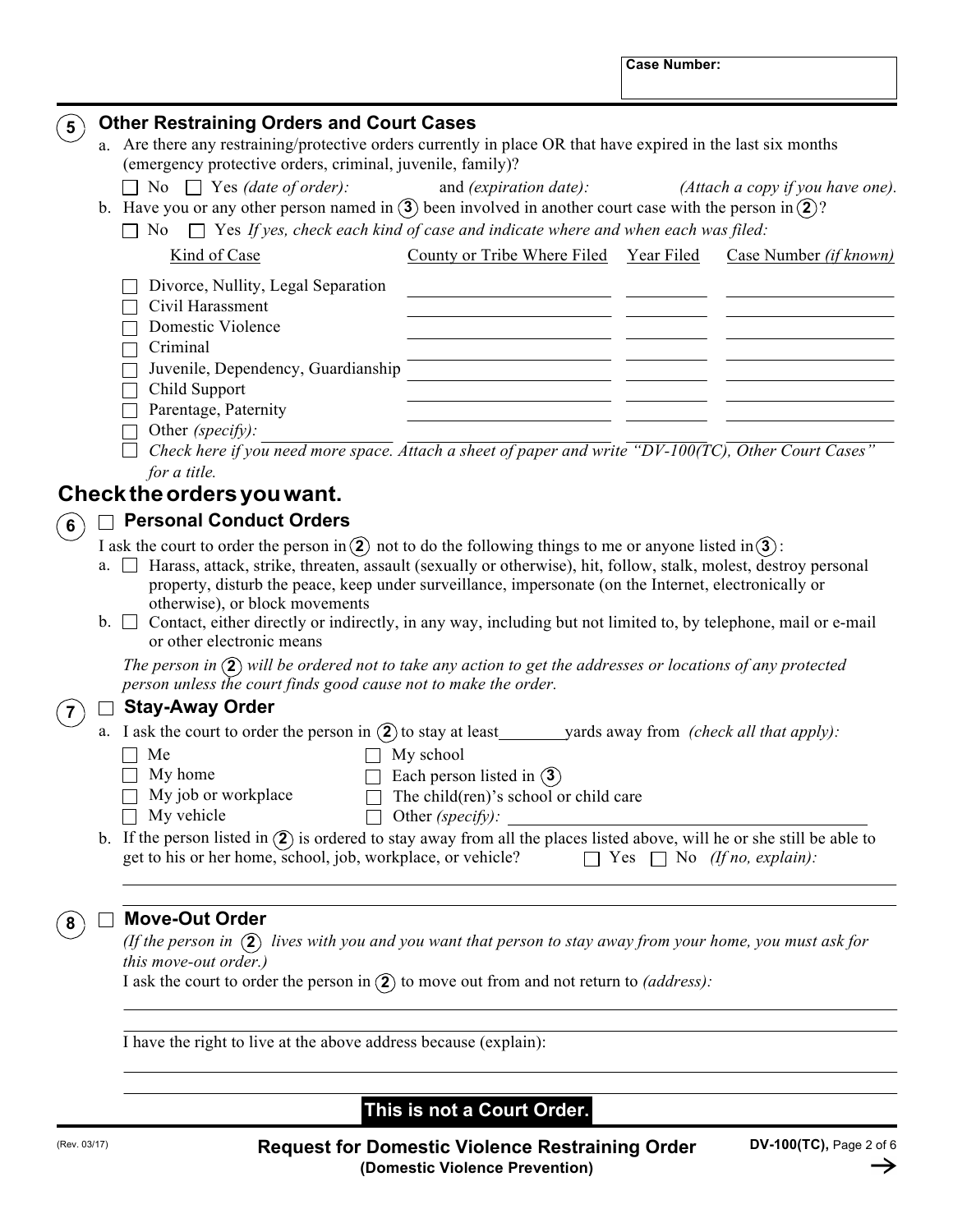**Case Number:**

## 5 Other Restraining Orders and Court Cases

a. Are there any restraining/protective orders currently in place OR that have expired in the last six months (emergency protective orders, criminal, juvenile, family)?

☐ No ☐ Yes *(date of order):* and *(expiration date):* *(Attach a copy if you have one).*

b. Have you or any other person named in (3) been involved in another court case with the person in (2)?

☐ No ☐ Yes *If yes, check each kind of case and indicate where and when each was filed:*

| Kind of Case | County or Tribe Where Filed | Year Filed | Case Number *(if known)* |
|---|---|---|---|
| ☐ Divorce, Nullity, Legal Separation | | | |
| ☐ Civil Harassment | | | |
| ☐ Domestic Violence | | | |
| ☐ Criminal | | | |
| ☐ Juvenile, Dependency, Guardianship | | | |
| ☐ Child Support | | | |
| ☐ Parentage, Paternity | | | |
| ☐ Other *(specify):* | | | |

☐ *Check here if you need more space. Attach a sheet of paper and write "DV-100(TC), Other Court Cases" for a title.*

# Check the orders you want.

## 6 ☐ Personal Conduct Orders

I ask the court to order the person in (2) not to do the following things to me or anyone listed in (3):

a. ☐ Harass, attack, strike, threaten, assault (sexually or otherwise), hit, follow, stalk, molest, destroy personal property, disturb the peace, keep under surveillance, impersonate (on the Internet, electronically or otherwise), or block movements

b. ☐ Contact, either directly or indirectly, in any way, including but not limited to, by telephone, mail or e-mail or other electronic means

*The person in (2) will be ordered not to take any action to get the addresses or locations of any protected person unless the court finds good cause not to make the order.*

## 7 ☐ Stay-Away Order

a. I ask the court to order the person in (2) to stay at least ________ yards away from *(check all that apply):*

- ☐ Me
- ☐ My home
- ☐ My job or workplace
- ☐ My vehicle
- ☐ My school
- ☐ Each person listed in (3)
- ☐ The child(ren)'s school or child care
- ☐ Other *(specify):* ____________________

b. If the person listed in (2) is ordered to stay away from all the places listed above, will he or she still be able to get to his or her home, school, job, workplace, or vehicle? ☐ Yes ☐ No *(If no, explain):*

____________________

## 8 ☐ Move-Out Order

*(If the person in (2) lives with you and you want that person to stay away from your home, you must ask for this move-out order.)*

I ask the court to order the person in (2) to move out from and not return to *(address):*

____________________

I have the right to live at the above address because (explain):

____________________

**This is not a Court Order.**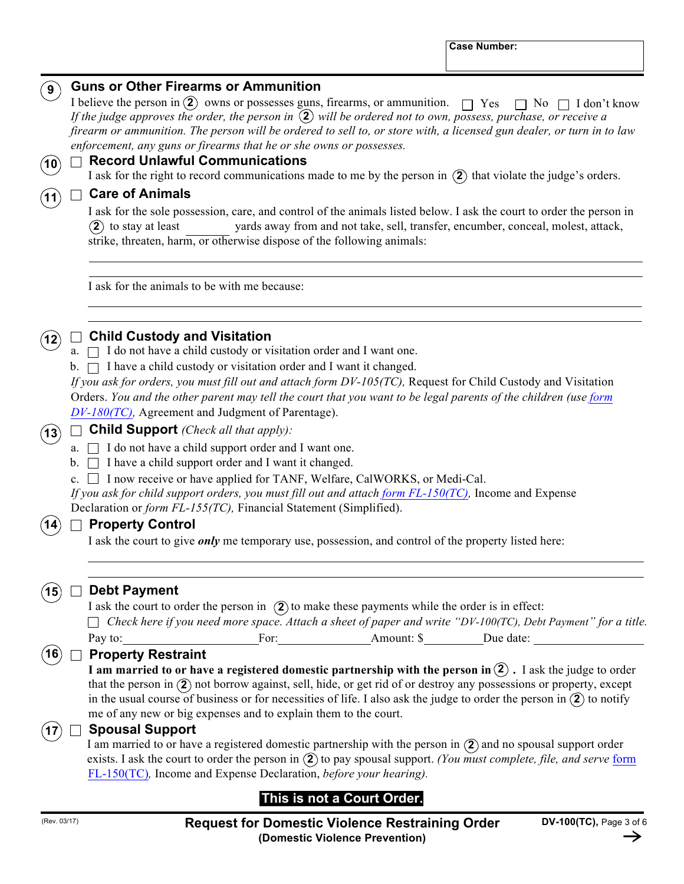**Case Number:**

## 9 Guns or Other Firearms or Ammunition

I believe the person in ② owns or possesses guns, firearms, or ammunition. ☐ Yes ☐ No ☐ I don't know

*If the judge approves the order, the person in ② will be ordered not to own, possess, purchase, or receive a firearm or ammunition. The person will be ordered to sell to, or store with, a licensed gun dealer, or turn in to law enforcement, any guns or firearms that he or she owns or possesses.*

## 10 ☐ Record Unlawful Communications

I ask for the right to record communications made to me by the person in ② that violate the judge's orders.

## 11 ☐ Care of Animals

I ask for the sole possession, care, and control of the animals listed below. I ask the court to order the person in ② to stay at least ________ yards away from and not take, sell, transfer, encumber, conceal, molest, attack, strike, threaten, harm, or otherwise dispose of the following animals:

______________________________________________________________________

______________________________________________________________________

I ask for the animals to be with me because:

______________________________________________________________________

______________________________________________________________________

## 12 ☐ Child Custody and Visitation

a. ☐ I do not have a child custody or visitation order and I want one.

b. ☐ I have a child custody or visitation order and I want it changed.

*If you ask for orders, you must fill out and attach form DV-105(TC),* Request for Child Custody and Visitation Orders. *You and the other parent may tell the court that you want to be legal parents of the children (use form DV-180(TC),* Agreement and Judgment of Parentage).

## 13 ☐ Child Support *(Check all that apply):*

a. ☐ I do not have a child support order and I want one.

b. ☐ I have a child support order and I want it changed.

c. ☐ I now receive or have applied for TANF, Welfare, CalWORKS, or Medi-Cal.

*If you ask for child support orders, you must fill out and attach form FL-150(TC),* Income and Expense Declaration or *form FL-155(TC),* Financial Statement (Simplified).

## 14 ☐ Property Control

I ask the court to give ***only*** me temporary use, possession, and control of the property listed here:

______________________________________________________________________

______________________________________________________________________

## 15 ☐ Debt Payment

I ask the court to order the person in ② to make these payments while the order is in effect:

☐ *Check here if you need more space. Attach a sheet of paper and write "DV-100(TC), Debt Payment" for a title.*

Pay to:________________ For:______________ Amount: $__________ Due date: ______________

## 16 ☐ Property Restraint

**I am married to or have a registered domestic partnership with the person in ② .** I ask the judge to order that the person in ② not borrow against, sell, hide, or get rid of or destroy any possessions or property, except in the usual course of business or for necessities of life. I also ask the judge to order the person in ② to notify me of any new or big expenses and to explain them to the court.

## 17 ☐ Spousal Support

I am married to or have a registered domestic partnership with the person in ② and no spousal support order exists. I ask the court to order the person in ② to pay spousal support. *(You must complete, file, and serve form FL-150(TC),* Income and Expense Declaration, *before your hearing).*

**This is not a Court Order.**

**Request for Domestic Violence Restraining Order**
**(Domestic Violence Prevention)**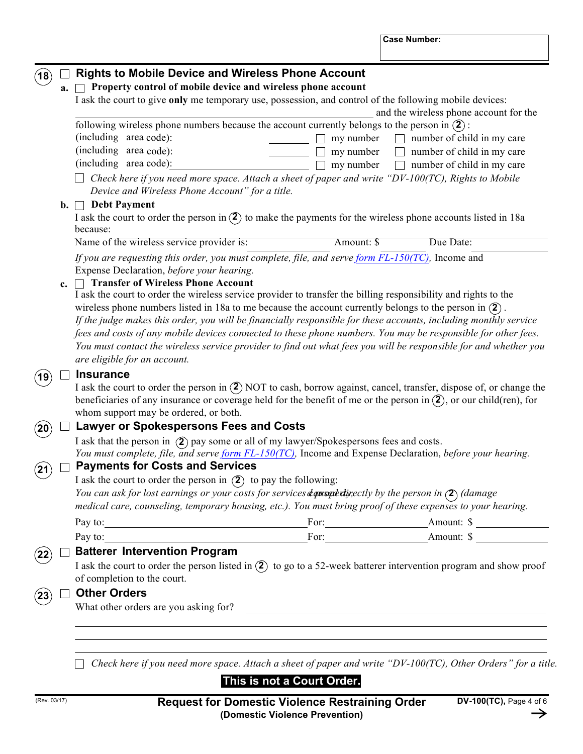Case Number:

## 18 ☐ Rights to Mobile Device and Wireless Phone Account

**a.** ☐ **Property control of mobile device and wireless phone account**

I ask the court to give **only** me temporary use, possession, and control of the following mobile devices: ______________________________ and the wireless phone account for the following wireless phone numbers because the account currently belongs to the person in ②:

(including area code): __________ ☐ my number ☐ number of child in my care

(including area code): __________ ☐ my number ☐ number of child in my care

(including area code): __________ ☐ my number ☐ number of child in my care

☐ *Check here if you need more space. Attach a sheet of paper and write "DV-100(TC), Rights to Mobile Device and Wireless Phone Account" for a title.*

**b.** ☐ **Debt Payment**

I ask the court to order the person in ② to make the payments for the wireless phone accounts listed in 18a because: ______________________________

Name of the wireless service provider is: __________ Amount: $ __________ Due Date: __________

*If you are requesting this order, you must complete, file, and serve form FL-150(TC),* Income and Expense Declaration, *before your hearing.*

**c.** ☐ **Transfer of Wireless Phone Account**

I ask the court to order the wireless service provider to transfer the billing responsibility and rights to the wireless phone numbers listed in 18a to me because the account currently belongs to the person in ②.

*If the judge makes this order, you will be financially responsible for these accounts, including monthly service fees and costs of any mobile devices connected to these phone numbers. You may be responsible for other fees. You must contact the wireless service provider to find out what fees you will be responsible for and whether you are eligible for an account.*

## 19 ☐ Insurance

I ask the court to order the person in ② NOT to cash, borrow against, cancel, transfer, dispose of, or change the beneficiaries of any insurance or coverage held for the benefit of me or the person in ②, or our child(ren), for whom support may be ordered, or both.

## 20 ☐ Lawyer or Spokespersons Fees and Costs

I ask that the person in ② pay some or all of my lawyer/Spokespersons fees and costs.

*You must complete, file, and serve form FL-150(TC),* Income and Expense Declaration, *before your hearing.*

## 21 ☐ Payments for Costs and Services

I ask the court to order the person in ② to pay the following:

*You can ask for lost earnings or your costs for services caused directly by the person in ② (damaged property, medical care, counseling, temporary housing, etc.). You must bring proof of these expenses to your hearing.*

Pay to: ______________________________ For: ______________ Amount: $ __________

Pay to: ______________________________ For: ______________ Amount: $ __________

## 22 ☐ Batterer Intervention Program

I ask the court to order the person listed in ② to go to a 52-week batterer intervention program and show proof of completion to the court.

## 23 ☐ Other Orders

What other orders are you asking for? ______________________________

______________________________

______________________________

☐ *Check here if you need more space. Attach a sheet of paper and write "DV-100(TC), Other Orders" for a title.*

**This is not a Court Order.**

(Rev. 03/17)

**Request for Domestic Violence Restraining Order**
**(Domestic Violence Prevention)**

**DV-100(TC)**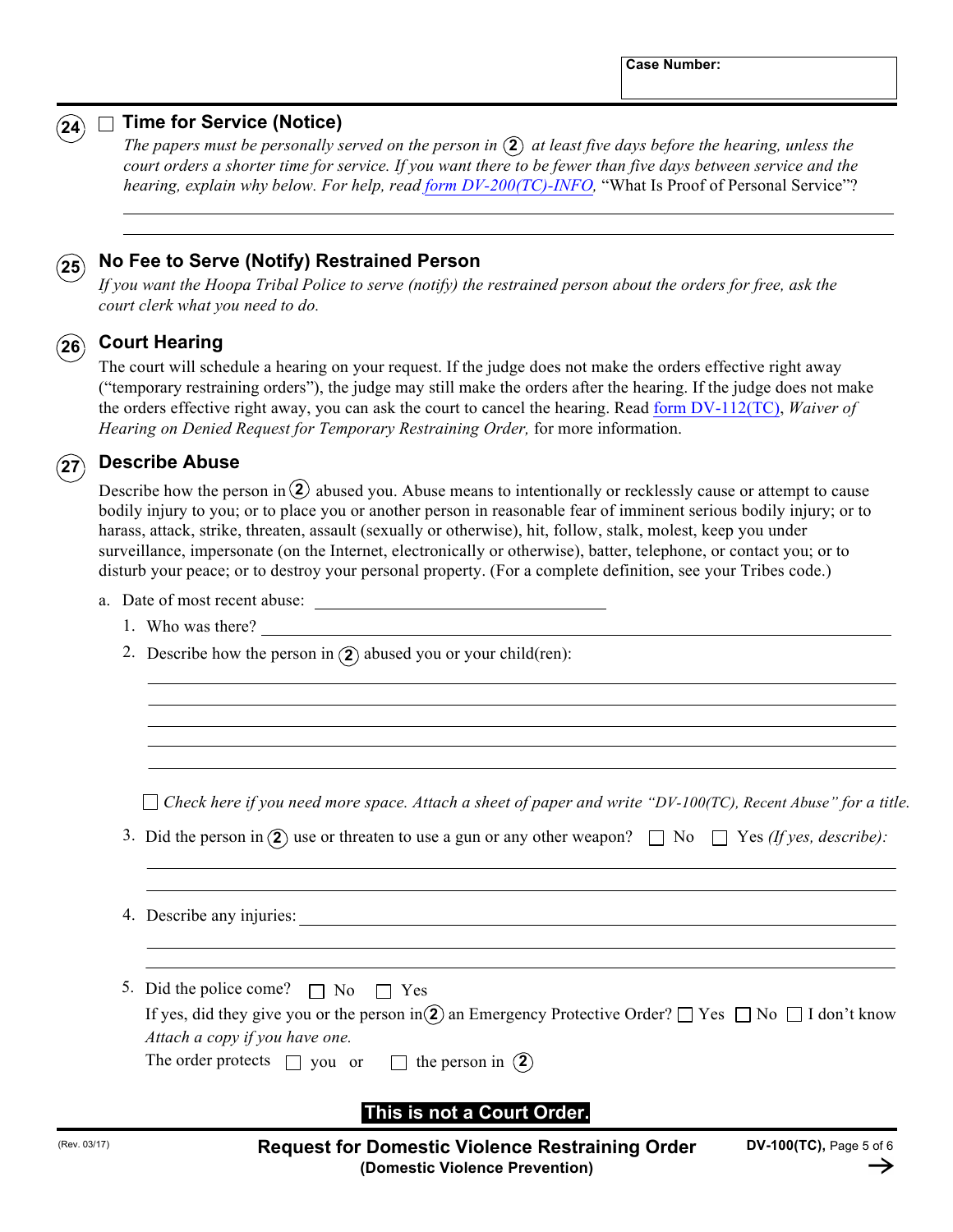Case Number:

## 24 ☐ Time for Service (Notice)

*The papers must be personally served on the person in ② at least five days before the hearing, unless the court orders a shorter time for service. If you want there to be fewer than five days between service and the hearing, explain why below. For help, read form DV-200(TC)-INFO,* "What Is Proof of Personal Service"?

______________________________________________________________

______________________________________________________________

## 25 No Fee to Serve (Notify) Restrained Person

*If you want the Hoopa Tribal Police to serve (notify) the restrained person about the orders for free, ask the court clerk what you need to do.*

## 26 Court Hearing

The court will schedule a hearing on your request. If the judge does not make the orders effective right away ("temporary restraining orders"), the judge may still make the orders after the hearing. If the judge does not make the orders effective right away, you can ask the court to cancel the hearing. Read form DV-112(TC), *Waiver of Hearing on Denied Request for Temporary Restraining Order,* for more information.

## 27 Describe Abuse

Describe how the person in ② abused you. Abuse means to intentionally or recklessly cause or attempt to cause bodily injury to you; or to place you or another person in reasonable fear of imminent serious bodily injury; or to harass, attack, strike, threaten, assault (sexually or otherwise), hit, follow, stalk, molest, keep you under surveillance, impersonate (on the Internet, electronically or otherwise), batter, telephone, or contact you; or to disturb your peace; or to destroy your personal property. (For a complete definition, see your Tribes code.)

a. Date of most recent abuse: ______________________

1. Who was there? ______________________________________________

2. Describe how the person in ② abused you or your child(ren):

______________________________________________________________

______________________________________________________________

______________________________________________________________

______________________________________________________________

______________________________________________________________

☐ *Check here if you need more space. Attach a sheet of paper and write "DV-100(TC), Recent Abuse" for a title.*

3. Did the person in ② use or threaten to use a gun or any other weapon? ☐ No ☐ Yes *(If yes, describe):*

______________________________________________________________

______________________________________________________________

4. Describe any injuries: ______________________________________________

______________________________________________________________

______________________________________________________________

5. Did the police come? ☐ No ☐ Yes

If yes, did they give you or the person in ② an Emergency Protective Order? ☐ Yes ☐ No ☐ I don't know

*Attach a copy if you have one.*

The order protects ☐ you or ☐ the person in ②

**This is not a Court Order.**

(Rev. 03/17)

**Request for Domestic Violence Restraining Order**
**(Domestic Violence Prevention)**

**DV-100(TC),**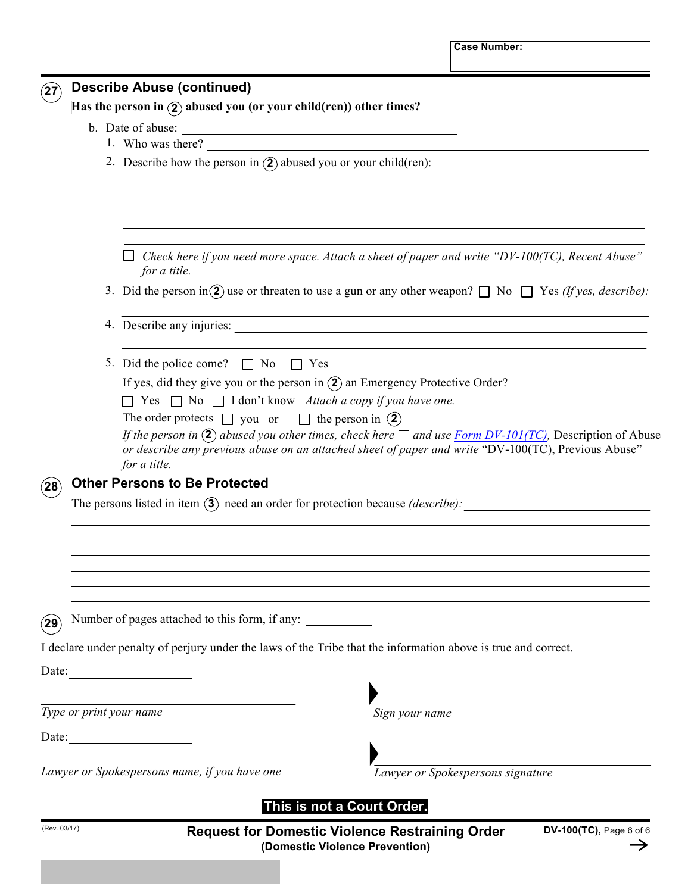Case Number:

## 27 Describe Abuse (continued)

**Has the person in (2) abused you (or your child(ren)) other times?**

b. Date of abuse: ______________________________

1. Who was there? ______________________________
2. Describe how the person in (2) abused you or your child(ren):

   ______________________________

   ______________________________

   ______________________________

   ______________________________

   ______________________________

   ☐ *Check here if you need more space. Attach a sheet of paper and write "DV-100(TC), Recent Abuse" for a title.*

3. Did the person in (2) use or threaten to use a gun or any other weapon? ☐ No ☐ Yes *(If yes, describe):*

   ______________________________

4. Describe any injuries: ______________________________

   ______________________________

5. Did the police come? ☐ No ☐ Yes

   If yes, did they give you or the person in (2) an Emergency Protective Order?

   ☐ Yes ☐ No ☐ I don't know *Attach a copy if you have one.*

   The order protects ☐ you or ☐ the person in (2)

   *If the person in (2) abused you other times, check here* ☐ *and use Form DV-101(TC),* Description of Abuse *or describe any previous abuse on an attached sheet of paper and write* "DV-100(TC), Previous Abuse" *for a title.*

## 28 Other Persons to Be Protected

The persons listed in item (3) need an order for protection because *(describe):* ______________________________

______________________________

______________________________

______________________________

______________________________

______________________________

## 29

Number of pages attached to this form, if any: ___________

I declare under penalty of perjury under the laws of the Tribe that the information above is true and correct.

Date: ____________________

______________________________
*Type or print your name*

______________________________
*Sign your name*

Date: ____________________

______________________________
*Lawyer or Spokespersons name, if you have one*

______________________________
*Lawyer or Spokespersons signature*

**This is not a Court Order.**

(Rev. 03/17)

**Request for Domestic Violence Restraining Order**
**(Domestic Violence Prevention)**

**DV-100(TC),** Page 6 of 6